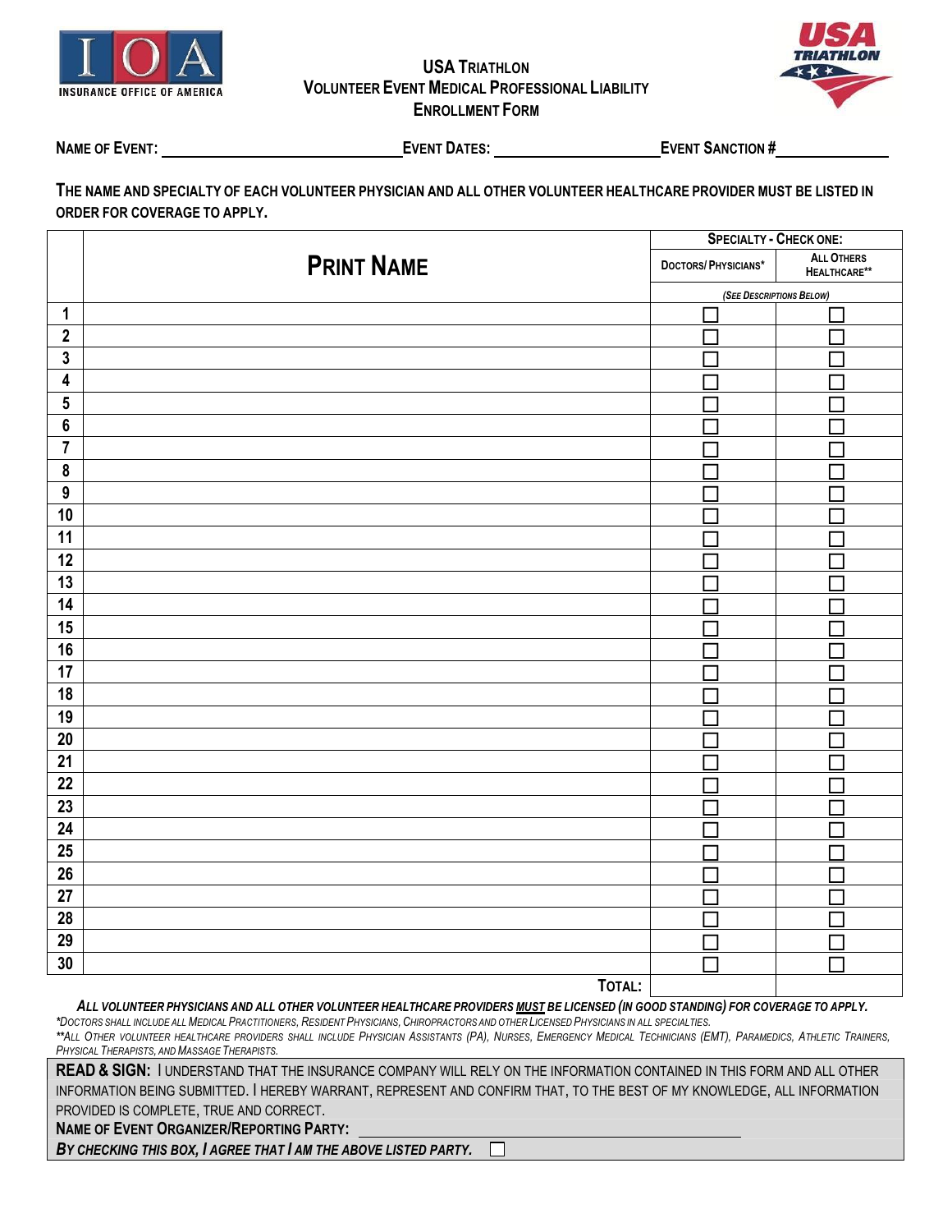# USA TRIATHLON
## VOLUNTEER EVENT MEDICAL PROFESSIONAL LIABILITY
## ENROLLMENT FORM

**NAME OF EVENT:** ______________________ **EVENT DATES:** ________________ **EVENT SANCTION #** ____________

**THE NAME AND SPECIALTY OF EACH VOLUNTEER PHYSICIAN AND ALL OTHER VOLUNTEER HEALTHCARE PROVIDER MUST BE LISTED IN ORDER FOR COVERAGE TO APPLY.**

| | PRINT NAME | SPECIALTY - CHECK ONE: | |
|---|---|---|---|
| | | DOCTORS/ PHYSICIANS* | ALL OTHERS HEALTHCARE** |
| | | *(SEE DESCRIPTIONS BELOW)* | |
| 1 | | ☐ | ☐ |
| 2 | | ☐ | ☐ |
| 3 | | ☐ | ☐ |
| 4 | | ☐ | ☐ |
| 5 | | ☐ | ☐ |
| 6 | | ☐ | ☐ |
| 7 | | ☐ | ☐ |
| 8 | | ☐ | ☐ |
| 9 | | ☐ | ☐ |
| 10 | | ☐ | ☐ |
| 11 | | ☐ | ☐ |
| 12 | | ☐ | ☐ |
| 13 | | ☐ | ☐ |
| 14 | | ☐ | ☐ |
| 15 | | ☐ | ☐ |
| 16 | | ☐ | ☐ |
| 17 | | ☐ | ☐ |
| 18 | | ☐ | ☐ |
| 19 | | ☐ | ☐ |
| 20 | | ☐ | ☐ |
| 21 | | ☐ | ☐ |
| 22 | | ☐ | ☐ |
| 23 | | ☐ | ☐ |
| 24 | | ☐ | ☐ |
| 25 | | ☐ | ☐ |
| 26 | | ☐ | ☐ |
| 27 | | ☐ | ☐ |
| 28 | | ☐ | ☐ |
| 29 | | ☐ | ☐ |
| 30 | | ☐ | ☐ |
| | **TOTAL:** | | |

***ALL VOLUNTEER PHYSICIANS AND ALL OTHER VOLUNTEER HEALTHCARE PROVIDERS MUST BE LICENSED (IN GOOD STANDING) FOR COVERAGE TO APPLY.***

*\*DOCTORS SHALL INCLUDE ALL MEDICAL PRACTITIONERS, RESIDENT PHYSICIANS, CHIROPRACTORS AND OTHER LICENSED PHYSICIANS IN ALL SPECIALTIES.*

*\*\*ALL OTHER VOLUNTEER HEALTHCARE PROVIDERS SHALL INCLUDE PHYSICIAN ASSISTANTS (PA), NURSES, EMERGENCY MEDICAL TECHNICIANS (EMT), PARAMEDICS, ATHLETIC TRAINERS, PHYSICAL THERAPISTS, AND MASSAGE THERAPISTS.*

**READ & SIGN:** I UNDERSTAND THAT THE INSURANCE COMPANY WILL RELY ON THE INFORMATION CONTAINED IN THIS FORM AND ALL OTHER INFORMATION BEING SUBMITTED. I HEREBY WARRANT, REPRESENT AND CONFIRM THAT, TO THE BEST OF MY KNOWLEDGE, ALL INFORMATION PROVIDED IS COMPLETE, TRUE AND CORRECT.

**NAME OF EVENT ORGANIZER/REPORTING PARTY:** ______________________________

***BY CHECKING THIS BOX, I AGREE THAT I AM THE ABOVE LISTED PARTY.*** ☐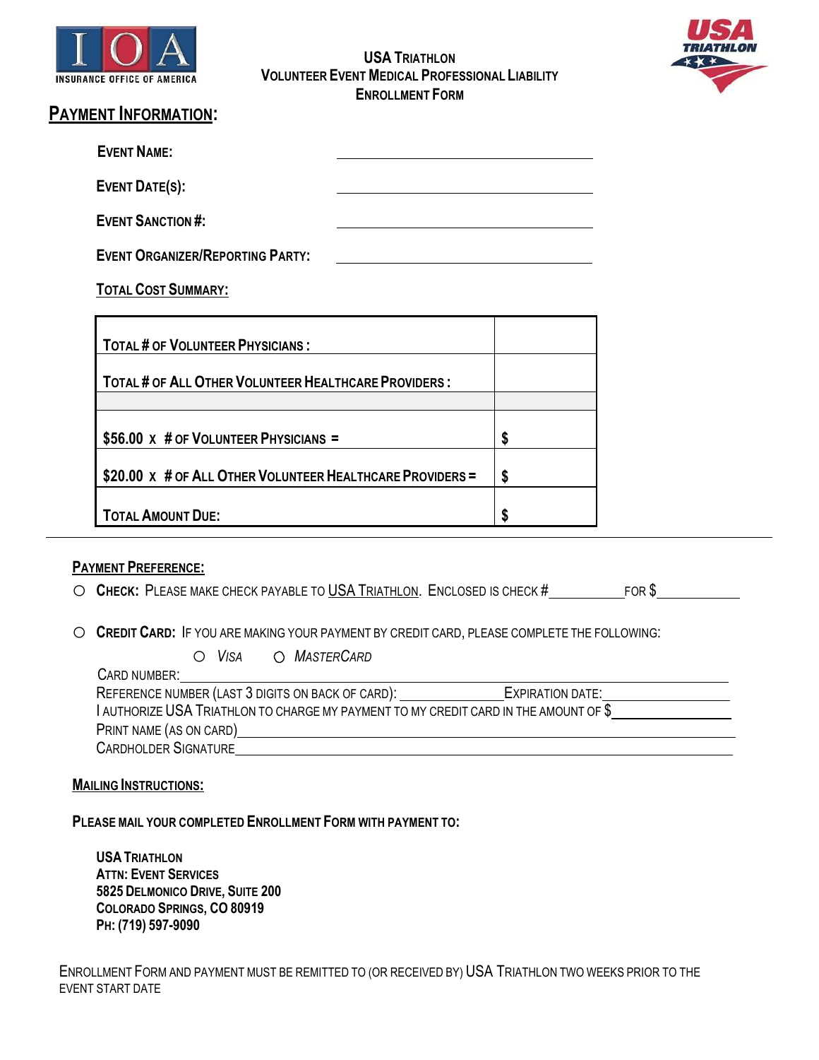USA Triathlon
Volunteer Event Medical Professional Liability
Enrollment Form

## Payment Information:

**Event Name:** \_\_\_\_\_\_\_\_\_\_\_\_\_\_\_\_\_\_\_\_

**Event Date(s):** \_\_\_\_\_\_\_\_\_\_\_\_\_\_\_\_\_\_\_\_

**Event Sanction #:** \_\_\_\_\_\_\_\_\_\_\_\_\_\_\_\_\_\_\_\_

**Event Organizer/Reporting Party:** \_\_\_\_\_\_\_\_\_\_\_\_\_\_\_\_\_\_\_\_

**Total Cost Summary:**

| | |
|---|---|
| **Total # of Volunteer Physicians :** | |
| **Total # of All Other Volunteer Healthcare Providers :** | |
| | |
| **$56.00 x # of Volunteer Physicians =** | **$** |
| **$20.00 x # of All Other Volunteer Healthcare Providers =** | **$** |
| **Total Amount Due:** | **$** |

---

**Payment Preference:**

○ **Check:** Please make check payable to USA Triathlon. Enclosed is check #\_\_\_\_\_\_\_\_\_\_ for $\_\_\_\_\_\_\_\_\_\_

○ **Credit Card:** If you are making your payment by credit card, please complete the following:

○ *Visa* ○ *MasterCard*

Card Number: \_\_\_\_\_\_\_\_\_\_\_\_\_\_\_\_\_\_\_\_
Reference number (last 3 digits on back of card): \_\_\_\_\_\_\_\_\_\_ Expiration Date: \_\_\_\_\_\_\_\_\_\_
I authorize USA Triathlon to charge my payment to my credit card in the amount of $\_\_\_\_\_\_\_\_\_\_
Print Name (as on card) \_\_\_\_\_\_\_\_\_\_\_\_\_\_\_\_\_\_\_\_
Cardholder Signature \_\_\_\_\_\_\_\_\_\_\_\_\_\_\_\_\_\_\_\_

**Mailing Instructions:**

**Please mail your completed Enrollment Form with payment to:**

**USA Triathlon**
**Attn: Event Services**
**5825 Delmonico Drive, Suite 200**
**Colorado Springs, CO 80919**
**Ph: (719) 597-9090**

Enrollment Form and payment must be remitted to (or received by) USA Triathlon two weeks prior to the event start date